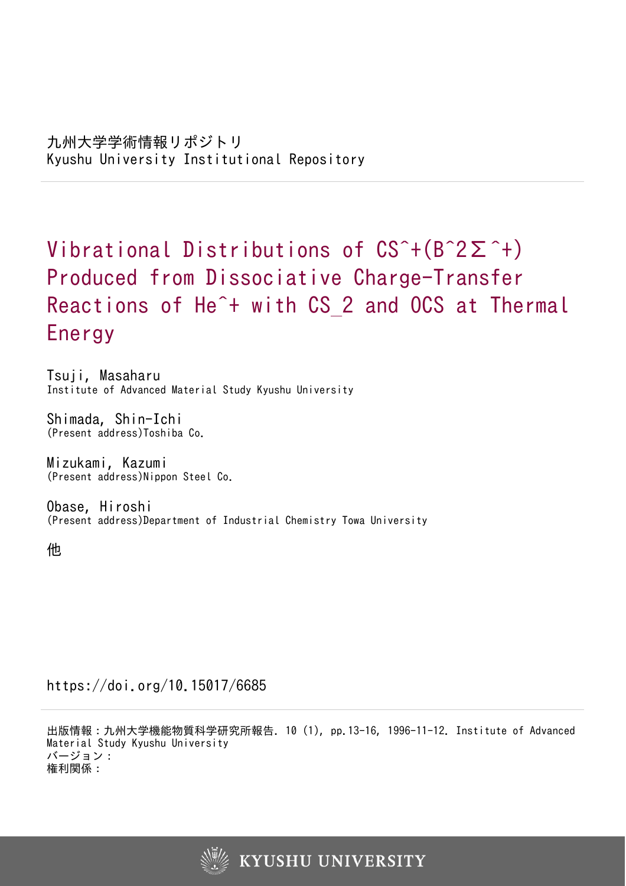九州大学学術情報リポジトリ
Kyushu University Institutional Repository

# Vibrational Distributions of CS^+(B^2Σ^+) Produced from Dissociative Charge-Transfer Reactions of He^+ with CS_2 and OCS at Thermal Energy

Tsuji, Masaharu
Institute of Advanced Material Study Kyushu University

Shimada, Shin-Ichi
(Present address)Toshiba Co.

Mizukami, Kazumi
(Present address)Nippon Steel Co.

Obase, Hiroshi
(Present address)Department of Industrial Chemistry Towa University

他

https://doi.org/10.15017/6685

出版情報：九州大学機能物質科学研究所報告. 10 (1), pp.13-16, 1996-11-12. Institute of Advanced Material Study Kyushu University
バージョン：
権利関係：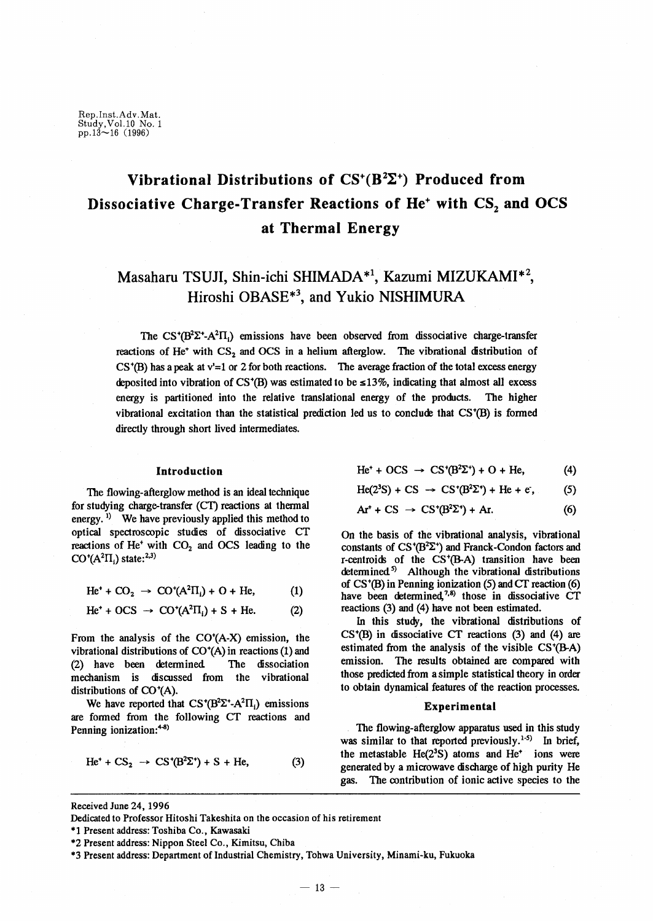# Vibrational Distributions of $CS^+(B^2\Sigma^+)$ Produced from Dissociative Charge-Transfer Reactions of $He^+$ with $CS_2$ and OCS at Thermal Energy

## Masaharu TSUJI, Shin-ichi SHIMADA[*1], Kazumi MIZUKAMI[*2], Hiroshi OBASE[*3], and Yukio NISHIMURA

The $CS^+(B^2\Sigma^+-A^2\Pi_i)$ emissions have been observed from dissociative charge-transfer reactions of $He^+$ with $CS_2$ and OCS in a helium afterglow. The vibrational distribution of $CS^+(B)$ has a peak at v'=1 or 2 for both reactions. The average fraction of the total excess energy deposited into vibration of $CS^+(B)$ was estimated to be ≤13%, indicating that almost all excess energy is partitioned into the relative translational energy of the products. The higher vibrational excitation than the statistical prediction led us to conclude that $CS^+(B)$ is formed directly through short lived intermediates.

### Introduction

The flowing-afterglow method is an ideal technique for studying charge-transfer (CT) reactions at thermal energy.[1)] We have previously applied this method to optical spectroscopic studies of dissociative CT reactions of $He^+$ with $CO_2$ and OCS leading to the $CO^+(A^2\Pi_i)$ state:[2,3)]

$$He^+ + CO_2 \rightarrow CO^+(A^2\Pi_i) + O + He, \quad (1)$$

$$He^+ + OCS \rightarrow CO^+(A^2\Pi_i) + S + He. \quad (2)$$

From the analysis of the $CO^+$(A-X) emission, the vibrational distributions of $CO^+$(A) in reactions (1) and (2) have been determined. The dissociation mechanism is discussed from the vibrational distributions of $CO^+$(A).

We have reported that $CS^+(B^2\Sigma^+-A^2\Pi_i)$ emissions are formed from the following CT reactions and Penning ionization:[4-8)]

$$He^+ + CS_2 \rightarrow CS^+(B^2\Sigma^+) + S + He, \quad (3)$$

$$He^+ + OCS \rightarrow CS^+(B^2\Sigma^+) + O + He, \quad (4)$$

$$He(2^3S) + CS \rightarrow CS^+(B^2\Sigma^+) + He + e^-, \quad (5)$$

$$Ar^+ + CS \rightarrow CS^+(B^2\Sigma^+) + Ar. \quad (6)$$

On the basis of the vibrational analysis, vibrational constants of $CS^+(B^2\Sigma^+)$ and Franck-Condon factors and r-centroids of the $CS^+$(B-A) transition have been determined.[5)] Although the vibrational distributions of $CS^+$(B) in Penning ionization (5) and CT reaction (6) have been determined,[7,8)] those in dissociative CT reactions (3) and (4) have not been estimated.

In this study, the vibrational distributions of $CS^+$(B) in dissociative CT reactions (3) and (4) are estimated from the analysis of the visible $CS^+$(B-A) emission. The results obtained are compared with those predicted from a simple statistical theory in order to obtain dynamical features of the reaction processes.

### Experimental

The flowing-afterglow apparatus used in this study was similar to that reported previously.[1-5)] In brief, the metastable $He(2^3S)$ atoms and $He^+$ ions were generated by a microwave discharge of high purity He gas. The contribution of ionic active species to the

---

Received June 24, 1996

Dedicated to Professor Hitoshi Takeshita on the occasion of his retirement

*1 Present address: Toshiba Co., Kawasaki

*2 Present address: Nippon Steel Co., Kimitsu, Chiba

*3 Present address: Department of Industrial Chemistry, Tohwa University, Minami-ku, Fukuoka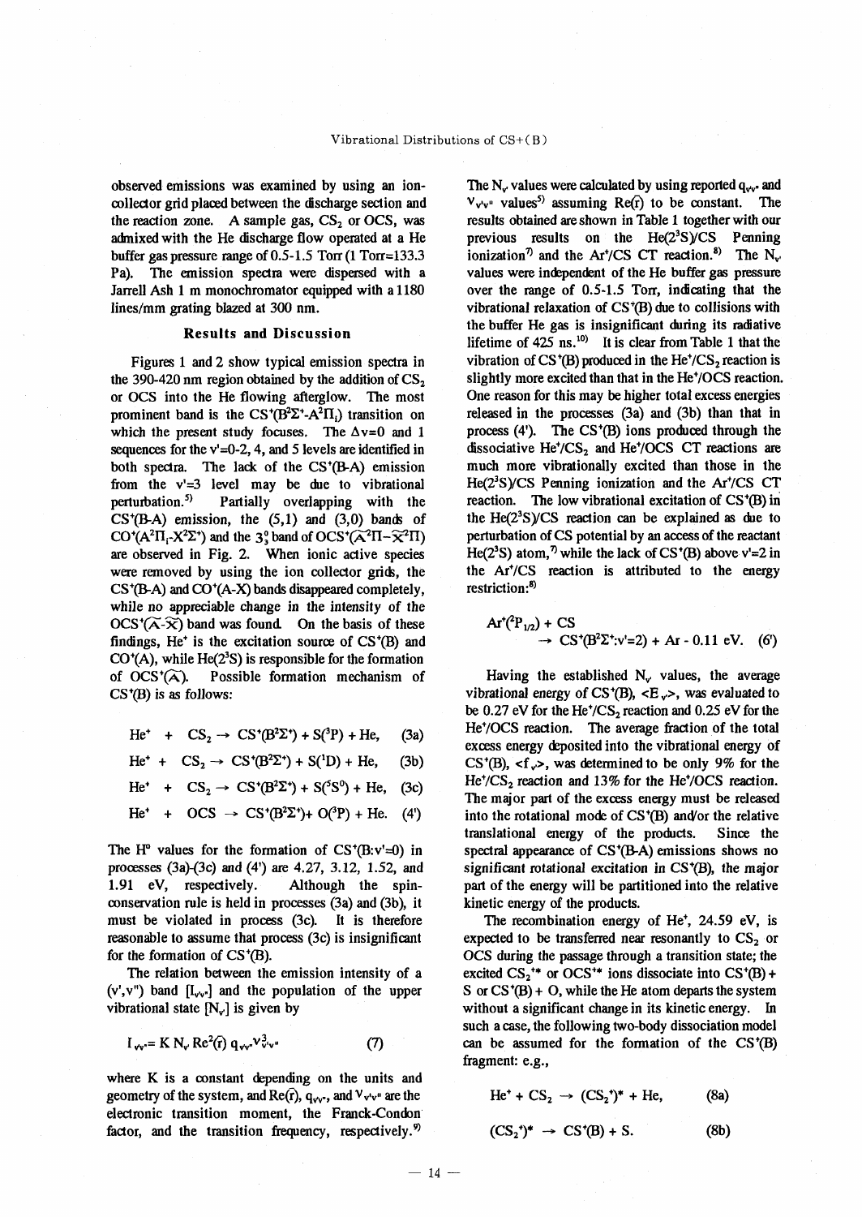observed emissions was examined by using an ion-collector grid placed between the discharge section and the reaction zone. A sample gas, $CS_2$ or OCS, was admixed with the He discharge flow operated at a He buffer gas pressure range of 0.5-1.5 Torr (1 Torr=133.3 Pa). The emission spectra were dispersed with a Jarrell Ash 1 m monochromator equipped with a 1180 lines/mm grating blazed at 300 nm.

## Results and Discussion

Figures 1 and 2 show typical emission spectra in the 390-420 nm region obtained by the addition of $CS_2$ or OCS into the He flowing afterglow. The most prominent band is the $CS^+(B^2\Sigma^+\text{-}A^2\Pi_i)$ transition on which the present study focuses. The $\Delta v$=0 and 1 sequences for the v'=0-2, 4, and 5 levels are identified in both spectra. The lack of the $CS^+$(B-A) emission from the v'=3 level may be due to vibrational perturbation.[5] Partially overlapping with the $CS^+$(B-A) emission, the (5,1) and (3,0) bands of $CO^+(A^2\Pi_i\text{-}X^2\Sigma^+)$ and the $3^0_1$ band of $OCS^+(\tilde{A}^2\Pi\text{-}\tilde{X}^2\Pi)$ are observed in Fig. 2. When ionic active species were removed by using the ion collector grids, the $CS^+$(B-A) and $CO^+$(A-X) bands disappeared completely, while no appreciable change in the intensity of the $OCS^+(\tilde{A}\text{-}\tilde{X})$ band was found. On the basis of these findings, $He^+$ is the excitation source of $CS^+$(B) and $CO^+$(A), while $He(2^3S)$ is responsible for the formation of $OCS^+(\tilde{A})$. Possible formation mechanism of $CS^+$(B) is as follows:

$$He^+ + CS_2 \rightarrow CS^+(B^2\Sigma^+) + S(^3P) + He, \quad (3a)$$

$$He^+ + CS_2 \rightarrow CS^+(B^2\Sigma^+) + S(^1D) + He, \quad (3b)$$

$$He^+ + CS_2 \rightarrow CS^+(B^2\Sigma^+) + S(^5S^0) + He, \quad (3c)$$

$$He^+ + OCS \rightarrow CS^+(B^2\Sigma^+) + O(^3P) + He. \quad (4')$$

The $H^0$ values for the formation of $CS^+$(B:v'=0) in processes (3a)-(3c) and (4') are 4.27, 3.12, 1.52, and 1.91 eV, respectively. Although the spin-conservation rule is held in processes (3a) and (3b), it must be violated in process (3c). It is therefore reasonable to assume that process (3c) is insignificant for the formation of $CS^+$(B).

The relation between the emission intensity of a (v',v") band [$I_{v'v''}$] and the population of the upper vibrational state [$N_{v'}$] is given by

$$I_{v'v''} = K\, N_{v'}\, Re^2(\bar{r})\, q_{v'v''}\, \nu^3_{v'v''} \quad (7)$$

where K is a constant depending on the units and geometry of the system, and $Re(\bar{r})$, $q_{v'v''}$, and $\nu_{v'v''}$ are the electronic transition moment, the Franck-Condon factor, and the transition frequency, respectively.[9] The $N_{v'}$ values were calculated by using reported $q_{v'v''}$ and $\nu_{v'v''}$ values[5] assuming $Re(\bar{r})$ to be constant. The results obtained are shown in Table 1 together with our previous results on the $He(2^3S)$/CS Penning ionization[7] and the $Ar^+$/CS CT reaction.[8] The $N_{v'}$ values were independent of the He buffer gas pressure over the range of 0.5-1.5 Torr, indicating that the vibrational relaxation of $CS^+$(B) due to collisions with the buffer He gas is insignificant during its radiative lifetime of 425 ns.[10] It is clear from Table 1 that the vibration of $CS^+$(B) produced in the $He^+/CS_2$ reaction is slightly more excited than that in the $He^+$/OCS reaction. One reason for this may be higher total excess energies released in the processes (3a) and (3b) than that in process (4'). The $CS^+$(B) ions produced through the dissociative $He^+/CS_2$ and $He^+$/OCS CT reactions are much more vibrationally excited than those in the $He(2^3S)$/CS Penning ionization and the $Ar^+$/CS CT reaction. The low vibrational excitation of $CS^+$(B) in the $He(2^3S)$/CS reaction can be explained as due to perturbation of CS potential by an access of the reactant $He(2^3S)$ atom,[7] while the lack of $CS^+$(B) above v'=2 in the $Ar^+$/CS reaction is attributed to the energy restriction:[8]

$$Ar^+(^2P_{1/2}) + CS \rightarrow CS^+(B^2\Sigma^+\text{:}v'=2) + Ar - 0.11\ \text{eV}. \quad (6')$$

Having the established $N_{v'}$ values, the average vibrational energy of $CS^+$(B), $\langle E_v \rangle$, was evaluated to be 0.27 eV for the $He^+/CS_2$ reaction and 0.25 eV for the $He^+$/OCS reaction. The average fraction of the total excess energy deposited into the vibrational energy of $CS^+$(B), $\langle f_v \rangle$, was determined to be only 9% for the $He^+/CS_2$ reaction and 13% for the $He^+$/OCS reaction. The major part of the excess energy must be released into the rotational mode of $CS^+$(B) and/or the relative translational energy of the products. Since the spectral appearance of $CS^+$(B-A) emissions shows no significant rotational excitation in $CS^+$(B), the major part of the energy will be partitioned into the relative kinetic energy of the products.

The recombination energy of $He^+$, 24.59 eV, is expected to be transferred near resonantly to $CS_2$ or OCS during the passage through a transition state; the excited $CS_2^{+*}$ or $OCS^{+*}$ ions dissociate into $CS^+$(B) + S or $CS^+$(B) + O, while the He atom departs the system without a significant change in its kinetic energy. In such a case, the following two-body dissociation model can be assumed for the formation of the $CS^+$(B) fragment: e.g.,

$$He^+ + CS_2 \rightarrow (CS_2^+)^* + He, \quad (8a)$$

$$(CS_2^+)^* \rightarrow CS^+(B) + S. \quad (8b)$$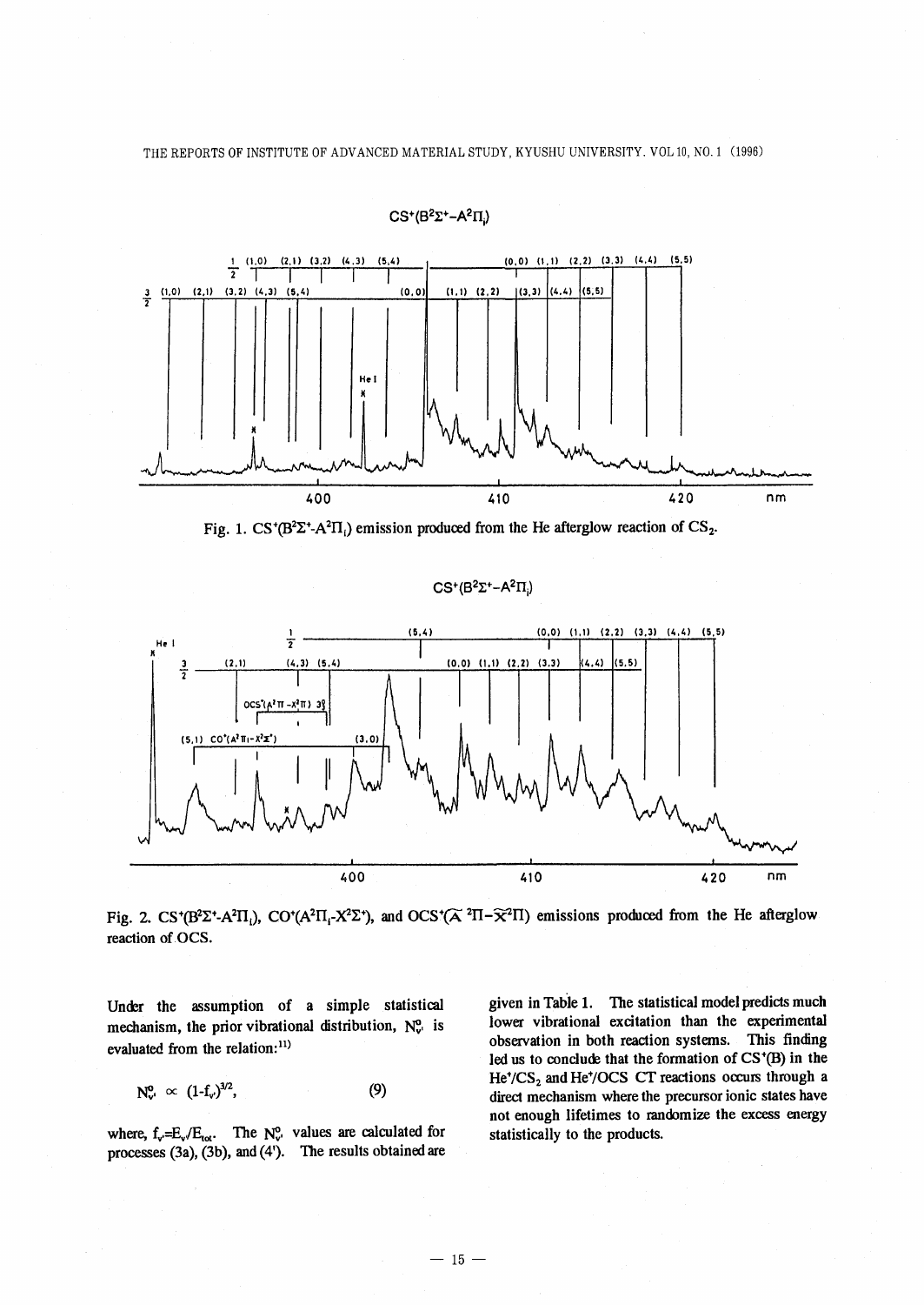Fig. 1. $CS^+(B^2\Sigma^+-A^2\Pi_i)$ emission produced from the He afterglow reaction of $CS_2$.

Fig. 2. $CS^+(B^2\Sigma^+-A^2\Pi_i)$, $CO^+(A^2\Pi_i-X^2\Sigma^+)$, and $OCS^+(\tilde{A}\,^2\Pi-\tilde{X}^2\Pi)$ emissions produced from the He afterglow reaction of OCS.

Under the assumption of a simple statistical mechanism, the prior vibrational distribution, $N^0_{v'}$ is evaluated from the relation:[11]

$$N^0_{v'} \propto (1-f_{v'})^{3/2}, \qquad (9)$$

where, $f_{v'}=E_{v'}/E_{tot}$. The $N^0_{v'}$ values are calculated for processes (3a), (3b), and (4'). The results obtained are given in Table 1. The statistical model predicts much lower vibrational excitation than the experimental observation in both reaction systems. This finding led us to conclude that the formation of $CS^+(B)$ in the $He^+/CS_2$ and $He^+/OCS$ CT reactions occurs through a direct mechanism where the precursor ionic states have not enough lifetimes to randomize the excess energy statistically to the products.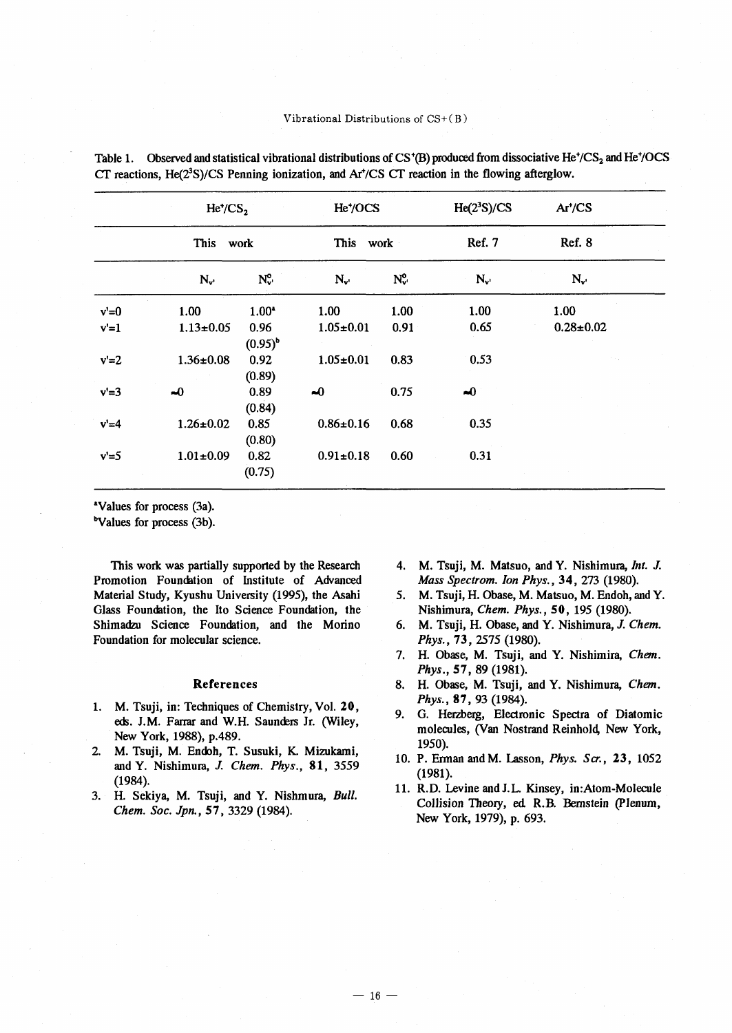Table 1. Observed and statistical vibrational distributions of $CS^+(B)$ produced from dissociative $He^+/CS_2$ and $He^+/OCS$ CT reactions, $He(2^3S)/CS$ Penning ionization, and $Ar^+/CS$ CT reaction in the flowing afterglow.

| | $He^+/CS_2$ | | $He^+/OCS$ | | $He(2^3S)/CS$ | $Ar^+/CS$ |
|---|---|---|---|---|---|---|
| | This work | | This work | | Ref. 7 | Ref. 8 |
| | $N_{v'}$ | $N^o_{v'}$ | $N_{v'}$ | $N^o_{v'}$ | $N_{v'}$ | $N_{v'}$ |
| v'=0 | 1.00 | 1.00[a] | 1.00 | 1.00 | 1.00 | 1.00 |
| v'=1 | 1.13±0.05 | 0.96 (0.95)[b] | 1.05±0.01 | 0.91 | 0.65 | 0.28±0.02 |
| v'=2 | 1.36±0.08 | 0.92 (0.89) | 1.05±0.01 | 0.83 | 0.53 | |
| v'=3 | ~0 | 0.89 (0.84) | ~0 | 0.75 | ~0 | |
| v'=4 | 1.26±0.02 | 0.85 (0.80) | 0.86±0.16 | 0.68 | 0.35 | |
| v'=5 | 1.01±0.09 | 0.82 (0.75) | 0.91±0.18 | 0.60 | 0.31 | |

[a]Values for process (3a).
[b]Values for process (3b).

This work was partially supported by the Research Promotion Foundation of Institute of Advanced Material Study, Kyushu University (1995), the Asahi Glass Foundation, the Ito Science Foundation, the Shimadzu Science Foundation, and the Morino Foundation for molecular science.

## References

1. M. Tsuji, in: Techniques of Chemistry, Vol. **20**, eds. J.M. Farrar and W.H. Saunders Jr. (Wiley, New York, 1988), p.489.
2. M. Tsuji, M. Endoh, T. Susuki, K. Mizukami, and Y. Nishimura, *J. Chem. Phys.*, **81**, 3559 (1984).
3. H. Sekiya, M. Tsuji, and Y. Nishmura, *Bull. Chem. Soc. Jpn.*, **57**, 3329 (1984).
4. M. Tsuji, M. Matsuo, and Y. Nishimura, *Int. J. Mass Spectrom. Ion Phys.*, **34**, 273 (1980).
5. M. Tsuji, H. Obase, M. Matsuo, M. Endoh, and Y. Nishimura, *Chem. Phys.*, **50**, 195 (1980).
6. M. Tsuji, H. Obase, and Y. Nishimura, *J. Chem. Phys.*, **73**, 2575 (1980).
7. H. Obase, M. Tsuji, and Y. Nishimira, *Chem. Phys.*, **57**, 89 (1981).
8. H. Obase, M. Tsuji, and Y. Nishimura, *Chem. Phys.*, **87**, 93 (1984).
9. G. Herzberg, Electronic Spectra of Diatomic molecules, (Van Nostrand Reinhold, New York, 1950).
10. P. Erman and M. Lasson, *Phys. Scr.*, **23**, 1052 (1981).
11. R.D. Levine and J.L. Kinsey, in:Atom-Molecule Collision Theory, ed. R.B. Bernstein (Plenum, New York, 1979), p. 693.